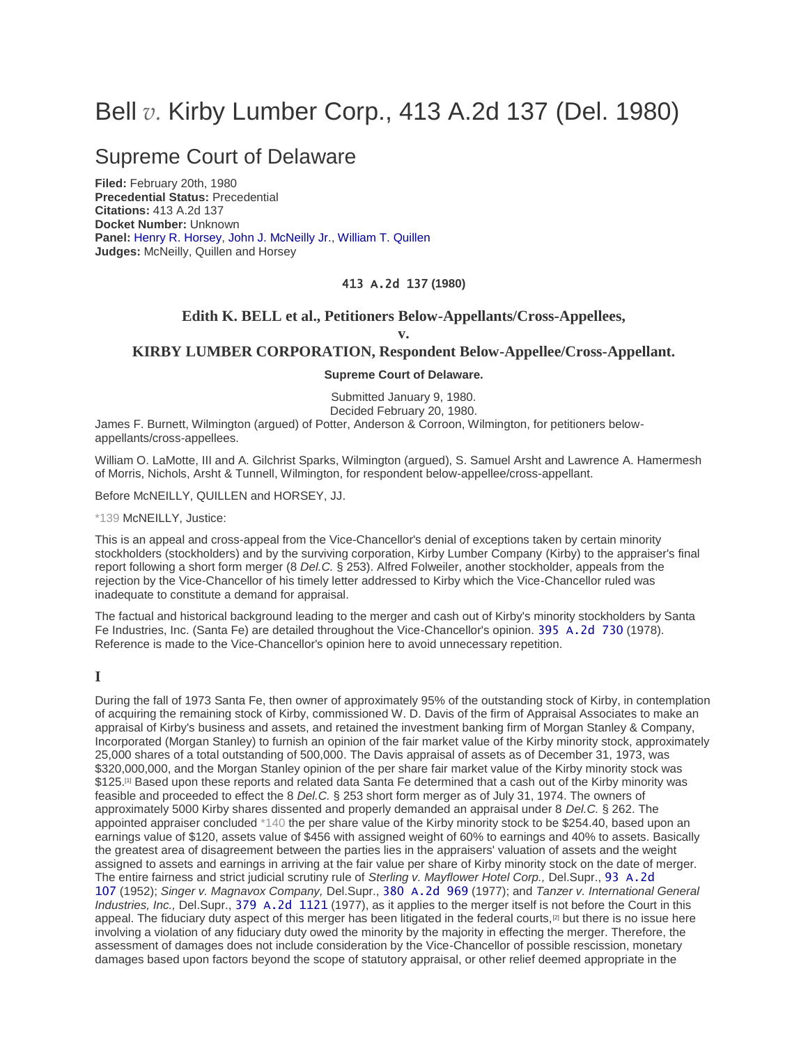# Bell *v.* Kirby Lumber Corp., 413 A.2d 137 (Del. 1980)

## Supreme Court of Delaware

**Filed:** February 20th, 1980
**Precedential Status:** Precedential
**Citations:** 413 A.2d 137
**Docket Number:** Unknown
**Panel:** Henry R. Horsey, John J. McNeilly Jr., William T. Quillen
**Judges:** McNeilly, Quillen and Horsey

413 A.2d 137 (1980)

**Edith K. BELL et al., Petitioners Below-Appellants/Cross-Appellees,**

**v.**

**KIRBY LUMBER CORPORATION, Respondent Below-Appellee/Cross-Appellant.**

**Supreme Court of Delaware.**

Submitted January 9, 1980.
Decided February 20, 1980.

James F. Burnett, Wilmington (argued) of Potter, Anderson & Corroon, Wilmington, for petitioners below-appellants/cross-appellees.

William O. LaMotte, III and A. Gilchrist Sparks, Wilmington (argued), S. Samuel Arsht and Lawrence A. Hamermesh of Morris, Nichols, Arsht & Tunnell, Wilmington, for respondent below-appellee/cross-appellant.

Before McNEILLY, QUILLEN and HORSEY, JJ.

*139 McNEILLY, Justice:

This is an appeal and cross-appeal from the Vice-Chancellor's denial of exceptions taken by certain minority stockholders (stockholders) and by the surviving corporation, Kirby Lumber Company (Kirby) to the appraiser's final report following a short form merger (8 *Del.C.* § 253). Alfred Folweiler, another stockholder, appeals from the rejection by the Vice-Chancellor of his timely letter addressed to Kirby which the Vice-Chancellor ruled was inadequate to constitute a demand for appraisal.

The factual and historical background leading to the merger and cash out of Kirby's minority stockholders by Santa Fe Industries, Inc. (Santa Fe) are detailed throughout the Vice-Chancellor's opinion. 395 A.2d 730 (1978). Reference is made to the Vice-Chancellor's opinion here to avoid unnecessary repetition.

### I

During the fall of 1973 Santa Fe, then owner of approximately 95% of the outstanding stock of Kirby, in contemplation of acquiring the remaining stock of Kirby, commissioned W. D. Davis of the firm of Appraisal Associates to make an appraisal of Kirby's business and assets, and retained the investment banking firm of Morgan Stanley & Company, Incorporated (Morgan Stanley) to furnish an opinion of the fair market value of the Kirby minority stock, approximately 25,000 shares of a total outstanding of 500,000. The Davis appraisal of assets as of December 31, 1973, was $320,000,000, and the Morgan Stanley opinion of the per share fair market value of the Kirby minority stock was $125.[1] Based upon these reports and related data Santa Fe determined that a cash out of the Kirby minority was feasible and proceeded to effect the 8 *Del.C.* § 253 short form merger as of July 31, 1974. The owners of approximately 5000 Kirby shares dissented and properly demanded an appraisal under 8 *Del.C.* § 262. The appointed appraiser concluded *140 the per share value of the Kirby minority stock to be $254.40, based upon an earnings value of $120, assets value of $456 with assigned weight of 60% to earnings and 40% to assets. Basically the greatest area of disagreement between the parties lies in the appraisers' valuation of assets and the weight assigned to assets and earnings in arriving at the fair value per share of Kirby minority stock on the date of merger. The entire fairness and strict judicial scrutiny rule of *Sterling v. Mayflower Hotel Corp.,* Del.Supr., 93 A.2d 107 (1952); *Singer v. Magnavox Company,* Del.Supr., 380 A.2d 969 (1977); and *Tanzer v. International General Industries, Inc.,* Del.Supr., 379 A.2d 1121 (1977), as it applies to the merger itself is not before the Court in this appeal. The fiduciary duty aspect of this merger has been litigated in the federal courts,[2] but there is no issue here involving a violation of any fiduciary duty owed the minority by the majority in effecting the merger. Therefore, the assessment of damages does not include consideration by the Vice-Chancellor of possible rescission, monetary damages based upon factors beyond the scope of statutory appraisal, or other relief deemed appropriate in the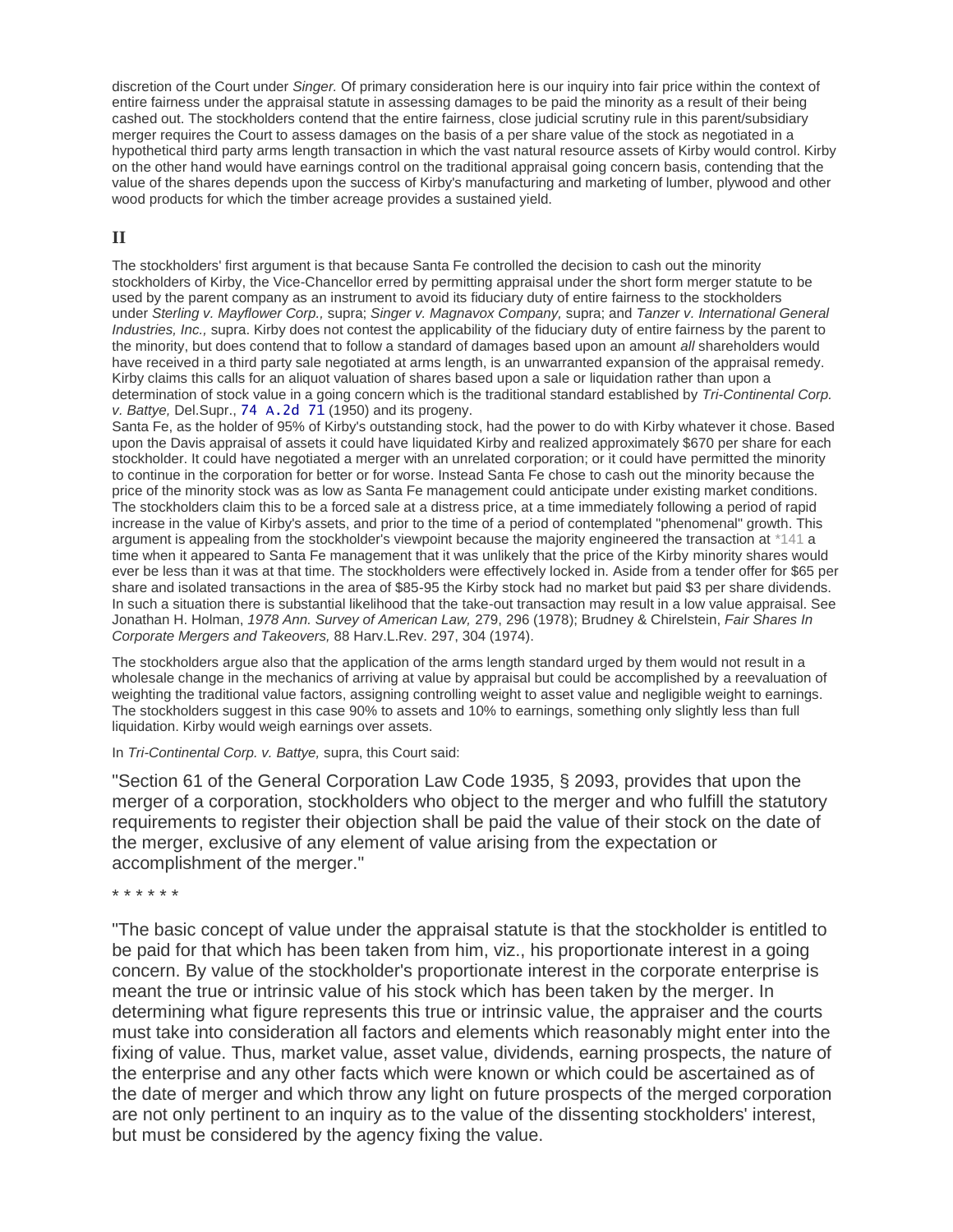discretion of the Court under *Singer.* Of primary consideration here is our inquiry into fair price within the context of entire fairness under the appraisal statute in assessing damages to be paid the minority as a result of their being cashed out. The stockholders contend that the entire fairness, close judicial scrutiny rule in this parent/subsidiary merger requires the Court to assess damages on the basis of a per share value of the stock as negotiated in a hypothetical third party arms length transaction in which the vast natural resource assets of Kirby would control. Kirby on the other hand would have earnings control on the traditional appraisal going concern basis, contending that the value of the shares depends upon the success of Kirby's manufacturing and marketing of lumber, plywood and other wood products for which the timber acreage provides a sustained yield.

## II

The stockholders' first argument is that because Santa Fe controlled the decision to cash out the minority stockholders of Kirby, the Vice-Chancellor erred by permitting appraisal under the short form merger statute to be used by the parent company as an instrument to avoid its fiduciary duty of entire fairness to the stockholders under *Sterling v. Mayflower Corp.,* supra; *Singer v. Magnavox Company,* supra; and *Tanzer v. International General Industries, Inc.,* supra. Kirby does not contest the applicability of the fiduciary duty of entire fairness by the parent to the minority, but does contend that to follow a standard of damages based upon an amount *all* shareholders would have received in a third party sale negotiated at arms length, is an unwarranted expansion of the appraisal remedy. Kirby claims this calls for an aliquot valuation of shares based upon a sale or liquidation rather than upon a determination of stock value in a going concern which is the traditional standard established by *Tri-Continental Corp. v. Battye,* Del.Supr., 74 A.2d 71 (1950) and its progeny.

Santa Fe, as the holder of 95% of Kirby's outstanding stock, had the power to do with Kirby whatever it chose. Based upon the Davis appraisal of assets it could have liquidated Kirby and realized approximately $670 per share for each stockholder. It could have negotiated a merger with an unrelated corporation; or it could have permitted the minority to continue in the corporation for better or for worse. Instead Santa Fe chose to cash out the minority because the price of the minority stock was as low as Santa Fe management could anticipate under existing market conditions. The stockholders claim this to be a forced sale at a distress price, at a time immediately following a period of rapid increase in the value of Kirby's assets, and prior to the time of a period of contemplated "phenomenal" growth. This argument is appealing from the stockholder's viewpoint because the majority engineered the transaction at *141 a time when it appeared to Santa Fe management that it was unlikely that the price of the Kirby minority shares would ever be less than it was at that time. The stockholders were effectively locked in. Aside from a tender offer for $65 per share and isolated transactions in the area of $85-95 the Kirby stock had no market but paid $3 per share dividends. In such a situation there is substantial likelihood that the take-out transaction may result in a low value appraisal. See Jonathan H. Holman, *1978 Ann. Survey of American Law,* 279, 296 (1978); Brudney & Chirelstein, *Fair Shares In Corporate Mergers and Takeovers,* 88 Harv.L.Rev. 297, 304 (1974).

The stockholders argue also that the application of the arms length standard urged by them would not result in a wholesale change in the mechanics of arriving at value by appraisal but could be accomplished by a reevaluation of weighting the traditional value factors, assigning controlling weight to asset value and negligible weight to earnings. The stockholders suggest in this case 90% to assets and 10% to earnings, something only slightly less than full liquidation. Kirby would weigh earnings over assets.

In *Tri-Continental Corp. v. Battye,* supra, this Court said:

> "Section 61 of the General Corporation Law Code 1935, § 2093, provides that upon the merger of a corporation, stockholders who object to the merger and who fulfill the statutory requirements to register their objection shall be paid the value of their stock on the date of the merger, exclusive of any element of value arising from the expectation or accomplishment of the merger."

\* \* \* \* \* \*

> "The basic concept of value under the appraisal statute is that the stockholder is entitled to be paid for that which has been taken from him, viz., his proportionate interest in a going concern. By value of the stockholder's proportionate interest in the corporate enterprise is meant the true or intrinsic value of his stock which has been taken by the merger. In determining what figure represents this true or intrinsic value, the appraiser and the courts must take into consideration all factors and elements which reasonably might enter into the fixing of value. Thus, market value, asset value, dividends, earning prospects, the nature of the enterprise and any other facts which were known or which could be ascertained as of the date of merger and which throw any light on future prospects of the merged corporation are not only pertinent to an inquiry as to the value of the dissenting stockholders' interest, but must be considered by the agency fixing the value.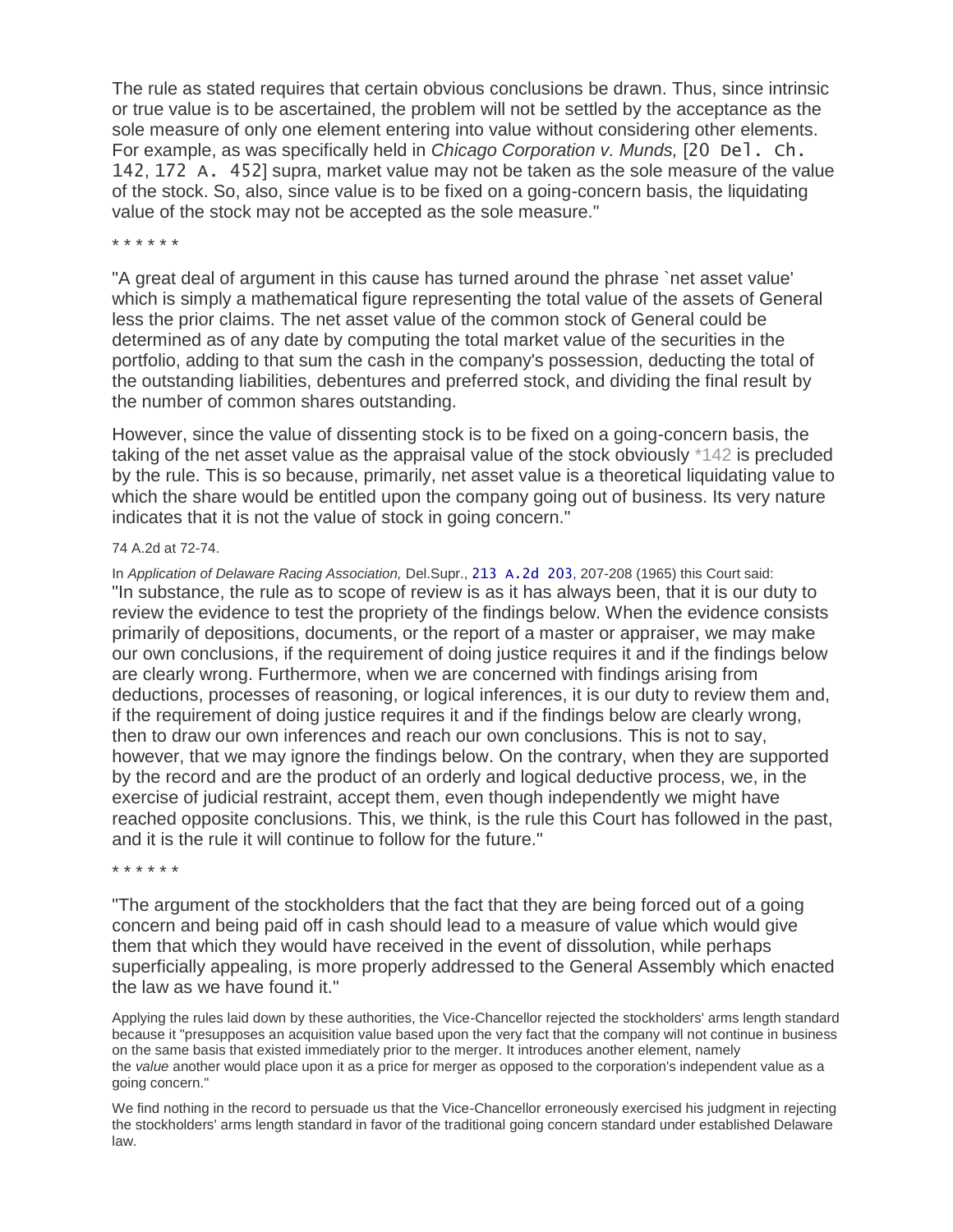The rule as stated requires that certain obvious conclusions be drawn. Thus, since intrinsic or true value is to be ascertained, the problem will not be settled by the acceptance as the sole measure of only one element entering into value without considering other elements. For example, as was specifically held in *Chicago Corporation v. Munds,* [20 Del. Ch. 142, 172 A. 452] supra, market value may not be taken as the sole measure of the value of the stock. So, also, since value is to be fixed on a going-concern basis, the liquidating value of the stock may not be accepted as the sole measure."

\* \* \* \* \* \*

"A great deal of argument in this cause has turned around the phrase `net asset value' which is simply a mathematical figure representing the total value of the assets of General less the prior claims. The net asset value of the common stock of General could be determined as of any date by computing the total market value of the securities in the portfolio, adding to that sum the cash in the company's possession, deducting the total of the outstanding liabilities, debentures and preferred stock, and dividing the final result by the number of common shares outstanding.

However, since the value of dissenting stock is to be fixed on a going-concern basis, the taking of the net asset value as the appraisal value of the stock obviously *142 is precluded by the rule. This is so because, primarily, net asset value is a theoretical liquidating value to which the share would be entitled upon the company going out of business. Its very nature indicates that it is not the value of stock in going concern."

74 A.2d at 72-74.

In *Application of Delaware Racing Association,* Del.Supr., 213 A.2d 203, 207-208 (1965) this Court said: "In substance, the rule as to scope of review is as it has always been, that it is our duty to review the evidence to test the propriety of the findings below. When the evidence consists primarily of depositions, documents, or the report of a master or appraiser, we may make our own conclusions, if the requirement of doing justice requires it and if the findings below are clearly wrong. Furthermore, when we are concerned with findings arising from deductions, processes of reasoning, or logical inferences, it is our duty to review them and, if the requirement of doing justice requires it and if the findings below are clearly wrong, then to draw our own inferences and reach our own conclusions. This is not to say, however, that we may ignore the findings below. On the contrary, when they are supported by the record and are the product of an orderly and logical deductive process, we, in the exercise of judicial restraint, accept them, even though independently we might have reached opposite conclusions. This, we think, is the rule this Court has followed in the past, and it is the rule it will continue to follow for the future."

\* \* \* \* \* \*

"The argument of the stockholders that the fact that they are being forced out of a going concern and being paid off in cash should lead to a measure of value which would give them that which they would have received in the event of dissolution, while perhaps superficially appealing, is more properly addressed to the General Assembly which enacted the law as we have found it."

Applying the rules laid down by these authorities, the Vice-Chancellor rejected the stockholders' arms length standard because it "presupposes an acquisition value based upon the very fact that the company will not continue in business on the same basis that existed immediately prior to the merger. It introduces another element, namely the *value* another would place upon it as a price for merger as opposed to the corporation's independent value as a going concern."

We find nothing in the record to persuade us that the Vice-Chancellor erroneously exercised his judgment in rejecting the stockholders' arms length standard in favor of the traditional going concern standard under established Delaware law.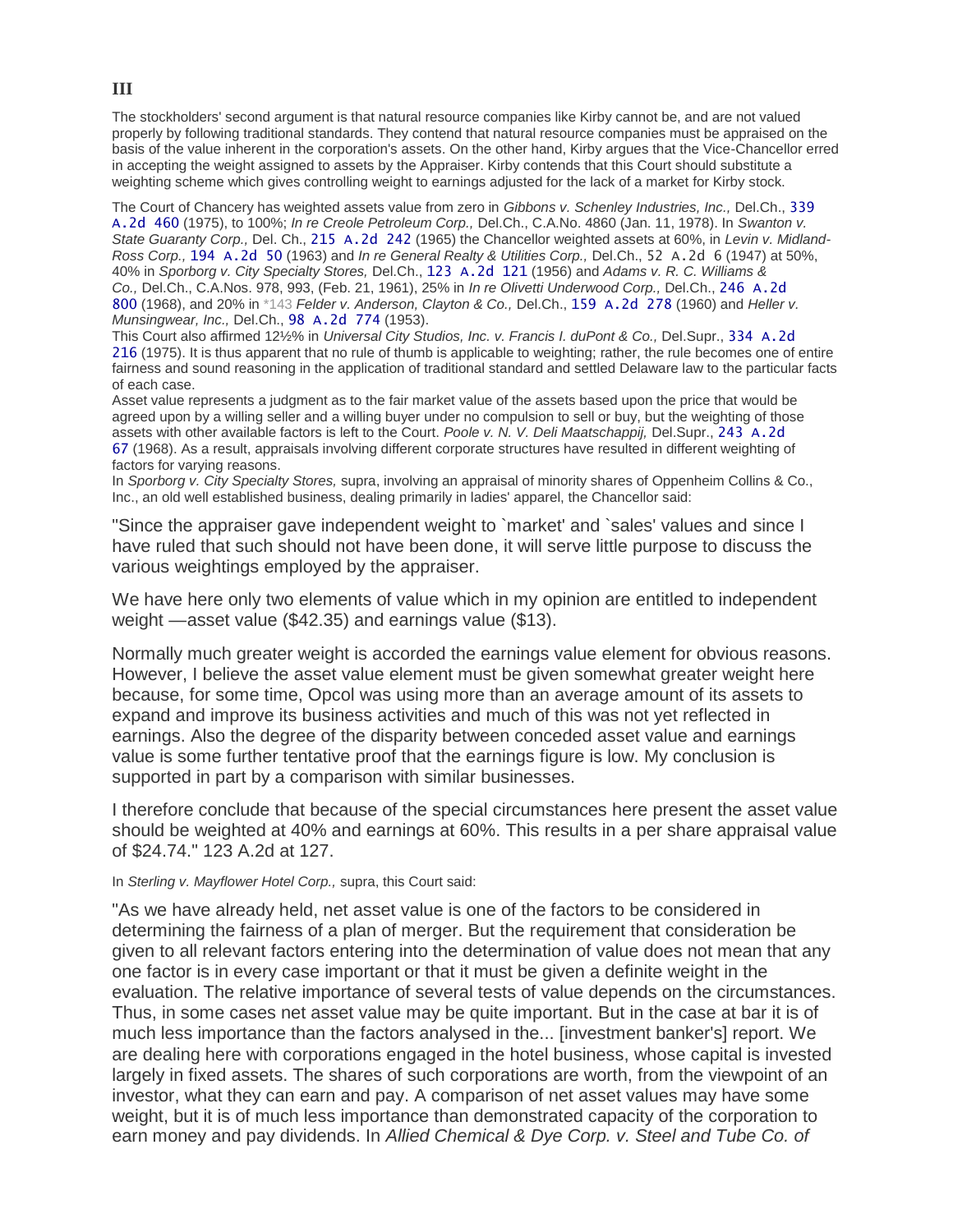### III

The stockholders' second argument is that natural resource companies like Kirby cannot be, and are not valued properly by following traditional standards. They contend that natural resource companies must be appraised on the basis of the value inherent in the corporation's assets. On the other hand, Kirby argues that the Vice-Chancellor erred in accepting the weight assigned to assets by the Appraiser. Kirby contends that this Court should substitute a weighting scheme which gives controlling weight to earnings adjusted for the lack of a market for Kirby stock.

The Court of Chancery has weighted assets value from zero in *Gibbons v. Schenley Industries, Inc.,* Del.Ch., 339 A.2d 460 (1975), to 100%; *In re Creole Petroleum Corp.,* Del.Ch., C.A.No. 4860 (Jan. 11, 1978). In *Swanton v. State Guaranty Corp.,* Del. Ch., 215 A.2d 242 (1965) the Chancellor weighted assets at 60%, in *Levin v. Midland-Ross Corp.,* 194 A.2d 50 (1963) and *In re General Realty & Utilities Corp.,* Del.Ch., 52 A.2d 6 (1947) at 50%, 40% in *Sporborg v. City Specialty Stores,* Del.Ch., 123 A.2d 121 (1956) and *Adams v. R. C. Williams & Co.,* Del.Ch., C.A.Nos. 978, 993, (Feb. 21, 1961), 25% in *In re Olivetti Underwood Corp.,* Del.Ch., 246 A.2d 800 (1968), and 20% in *143 *Felder v. Anderson, Clayton & Co.,* Del.Ch., 159 A.2d 278 (1960) and *Heller v. Munsingwear, Inc.,* Del.Ch., 98 A.2d 774 (1953).

This Court also affirmed 12½% in *Universal City Studios, Inc. v. Francis I. duPont & Co.,* Del.Supr., 334 A.2d 216 (1975). It is thus apparent that no rule of thumb is applicable to weighting; rather, the rule becomes one of entire fairness and sound reasoning in the application of traditional standard and settled Delaware law to the particular facts of each case.

Asset value represents a judgment as to the fair market value of the assets based upon the price that would be agreed upon by a willing seller and a willing buyer under no compulsion to sell or buy, but the weighting of those assets with other available factors is left to the Court. *Poole v. N. V. Deli Maatschappij,* Del.Supr., 243 A.2d 67 (1968). As a result, appraisals involving different corporate structures have resulted in different weighting of factors for varying reasons.

In *Sporborg v. City Specialty Stores,* supra, involving an appraisal of minority shares of Oppenheim Collins & Co., Inc., an old well established business, dealing primarily in ladies' apparel, the Chancellor said:

> "Since the appraiser gave independent weight to `market' and `sales' values and since I have ruled that such should not have been done, it will serve little purpose to discuss the various weightings employed by the appraiser.
>
> We have here only two elements of value which in my opinion are entitled to independent weight —asset value ($42.35) and earnings value ($13).
>
> Normally much greater weight is accorded the earnings value element for obvious reasons. However, I believe the asset value element must be given somewhat greater weight here because, for some time, Opcol was using more than an average amount of its assets to expand and improve its business activities and much of this was not yet reflected in earnings. Also the degree of the disparity between conceded asset value and earnings value is some further tentative proof that the earnings figure is low. My conclusion is supported in part by a comparison with similar businesses.
>
> I therefore conclude that because of the special circumstances here present the asset value should be weighted at 40% and earnings at 60%. This results in a per share appraisal value of $24.74." 123 A.2d at 127.

In *Sterling v. Mayflower Hotel Corp.,* supra, this Court said:

> "As we have already held, net asset value is one of the factors to be considered in determining the fairness of a plan of merger. But the requirement that consideration be given to all relevant factors entering into the determination of value does not mean that any one factor is in every case important or that it must be given a definite weight in the evaluation. The relative importance of several tests of value depends on the circumstances. Thus, in some cases net asset value may be quite important. But in the case at bar it is of much less importance than the factors analysed in the... [investment banker's] report. We are dealing here with corporations engaged in the hotel business, whose capital is invested largely in fixed assets. The shares of such corporations are worth, from the viewpoint of an investor, what they can earn and pay. A comparison of net asset values may have some weight, but it is of much less importance than demonstrated capacity of the corporation to earn money and pay dividends. In *Allied Chemical & Dye Corp. v. Steel and Tube Co. of*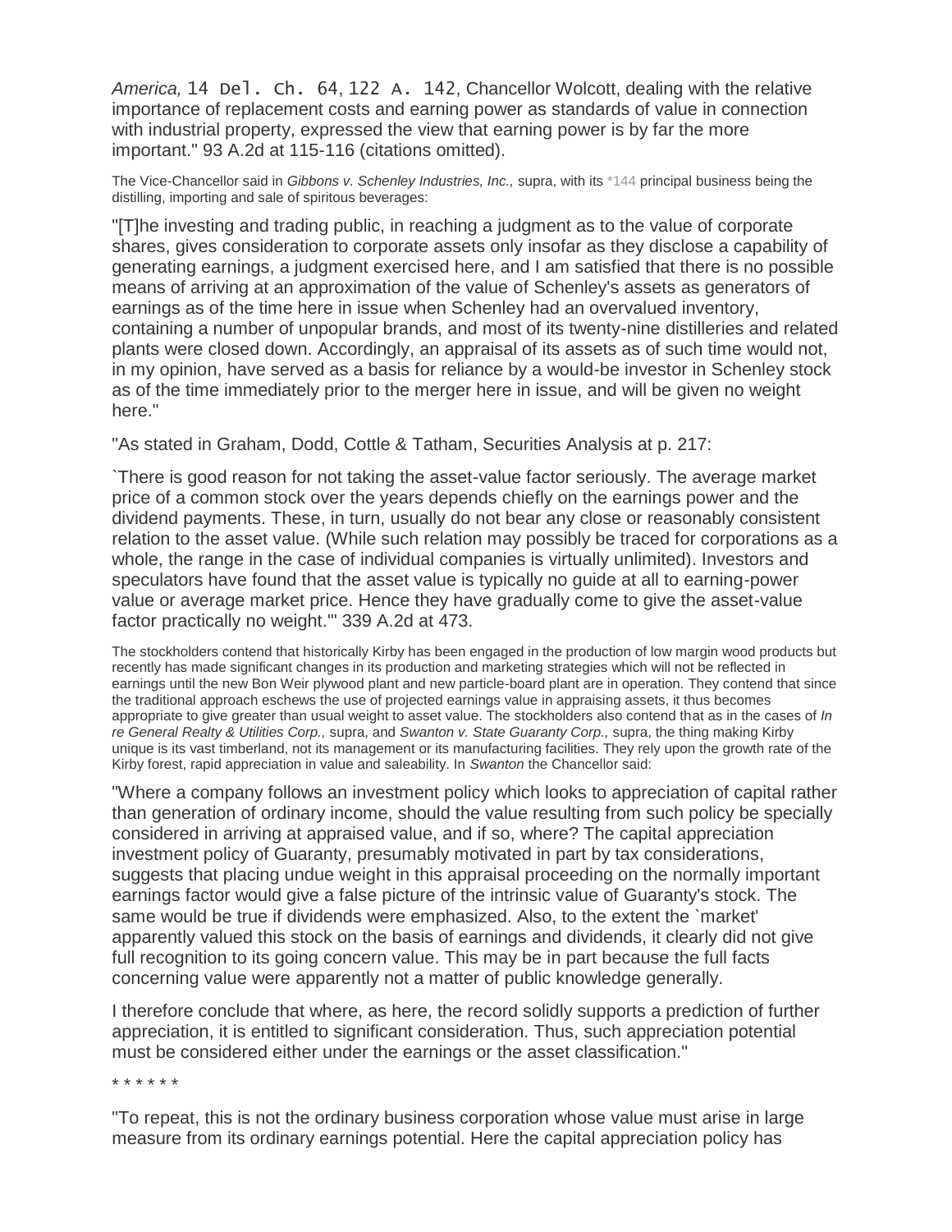*America,* 14 Del. Ch. 64, 122 A. 142, Chancellor Wolcott, dealing with the relative importance of replacement costs and earning power as standards of value in connection with industrial property, expressed the view that earning power is by far the more important." 93 A.2d at 115-116 (citations omitted).

The Vice-Chancellor said in *Gibbons v. Schenley Industries, Inc.,* supra, with its *144 principal business being the distilling, importing and sale of spiritous beverages:

"[T]he investing and trading public, in reaching a judgment as to the value of corporate shares, gives consideration to corporate assets only insofar as they disclose a capability of generating earnings, a judgment exercised here, and I am satisfied that there is no possible means of arriving at an approximation of the value of Schenley's assets as generators of earnings as of the time here in issue when Schenley had an overvalued inventory, containing a number of unpopular brands, and most of its twenty-nine distilleries and related plants were closed down. Accordingly, an appraisal of its assets as of such time would not, in my opinion, have served as a basis for reliance by a would-be investor in Schenley stock as of the time immediately prior to the merger here in issue, and will be given no weight here."

"As stated in Graham, Dodd, Cottle & Tatham, Securities Analysis at p. 217:

`There is good reason for not taking the asset-value factor seriously. The average market price of a common stock over the years depends chiefly on the earnings power and the dividend payments. These, in turn, usually do not bear any close or reasonably consistent relation to the asset value. (While such relation may possibly be traced for corporations as a whole, the range in the case of individual companies is virtually unlimited). Investors and speculators have found that the asset value is typically no guide at all to earning-power value or average market price. Hence they have gradually come to give the asset-value factor practically no weight.'" 339 A.2d at 473.

The stockholders contend that historically Kirby has been engaged in the production of low margin wood products but recently has made significant changes in its production and marketing strategies which will not be reflected in earnings until the new Bon Weir plywood plant and new particle-board plant are in operation. They contend that since the traditional approach eschews the use of projected earnings value in appraising assets, it thus becomes appropriate to give greater than usual weight to asset value. The stockholders also contend that as in the cases of *In re General Realty & Utilities Corp.,* supra, and *Swanton v. State Guaranty Corp.,* supra, the thing making Kirby unique is its vast timberland, not its management or its manufacturing facilities. They rely upon the growth rate of the Kirby forest, rapid appreciation in value and saleability. In *Swanton* the Chancellor said:

"Where a company follows an investment policy which looks to appreciation of capital rather than generation of ordinary income, should the value resulting from such policy be specially considered in arriving at appraised value, and if so, where? The capital appreciation investment policy of Guaranty, presumably motivated in part by tax considerations, suggests that placing undue weight in this appraisal proceeding on the normally important earnings factor would give a false picture of the intrinsic value of Guaranty's stock. The same would be true if dividends were emphasized. Also, to the extent the `market' apparently valued this stock on the basis of earnings and dividends, it clearly did not give full recognition to its going concern value. This may be in part because the full facts concerning value were apparently not a matter of public knowledge generally.

I therefore conclude that where, as here, the record solidly supports a prediction of further appreciation, it is entitled to significant consideration. Thus, such appreciation potential must be considered either under the earnings or the asset classification."

* * * * * *

"To repeat, this is not the ordinary business corporation whose value must arise in large measure from its ordinary earnings potential. Here the capital appreciation policy has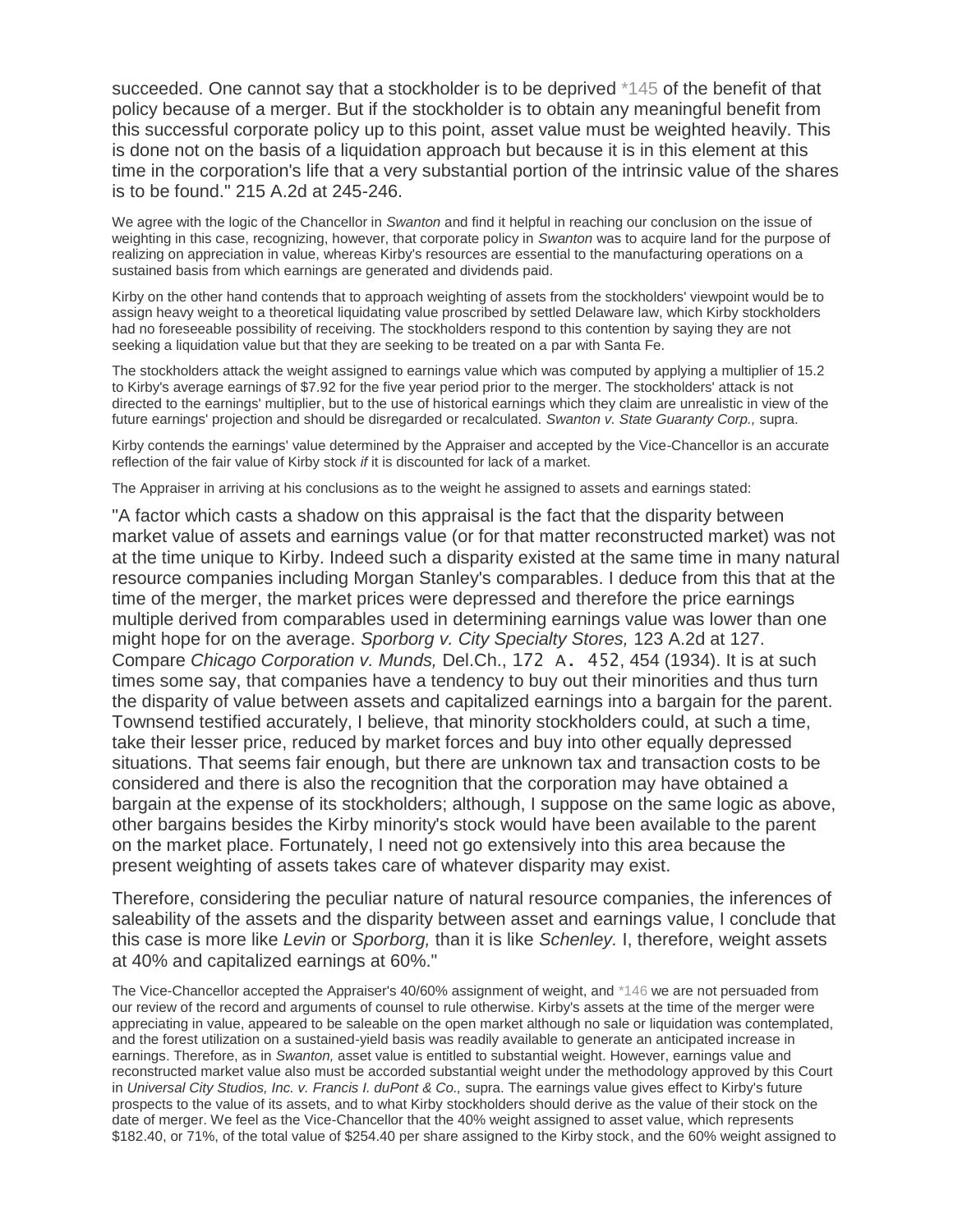succeeded. One cannot say that a stockholder is to be deprived *145 of the benefit of that policy because of a merger. But if the stockholder is to obtain any meaningful benefit from this successful corporate policy up to this point, asset value must be weighted heavily. This is done not on the basis of a liquidation approach but because it is in this element at this time in the corporation's life that a very substantial portion of the intrinsic value of the shares is to be found." 215 A.2d at 245-246.

We agree with the logic of the Chancellor in *Swanton* and find it helpful in reaching our conclusion on the issue of weighting in this case, recognizing, however, that corporate policy in *Swanton* was to acquire land for the purpose of realizing on appreciation in value, whereas Kirby's resources are essential to the manufacturing operations on a sustained basis from which earnings are generated and dividends paid.

Kirby on the other hand contends that to approach weighting of assets from the stockholders' viewpoint would be to assign heavy weight to a theoretical liquidating value proscribed by settled Delaware law, which Kirby stockholders had no foreseeable possibility of receiving. The stockholders respond to this contention by saying they are not seeking a liquidation value but that they are seeking to be treated on a par with Santa Fe.

The stockholders attack the weight assigned to earnings value which was computed by applying a multiplier of 15.2 to Kirby's average earnings of $7.92 for the five year period prior to the merger. The stockholders' attack is not directed to the earnings' multiplier, but to the use of historical earnings which they claim are unrealistic in view of the future earnings' projection and should be disregarded or recalculated. *Swanton v. State Guaranty Corp.,* supra.

Kirby contends the earnings' value determined by the Appraiser and accepted by the Vice-Chancellor is an accurate reflection of the fair value of Kirby stock *if* it is discounted for lack of a market.

The Appraiser in arriving at his conclusions as to the weight he assigned to assets and earnings stated:

"A factor which casts a shadow on this appraisal is the fact that the disparity between market value of assets and earnings value (or for that matter reconstructed market) was not at the time unique to Kirby. Indeed such a disparity existed at the same time in many natural resource companies including Morgan Stanley's comparables. I deduce from this that at the time of the merger, the market prices were depressed and therefore the price earnings multiple derived from comparables used in determining earnings value was lower than one might hope for on the average. *Sporborg v. City Specialty Stores,* 123 A.2d at 127. Compare *Chicago Corporation v. Munds,* Del.Ch., 172 A. 452, 454 (1934). It is at such times some say, that companies have a tendency to buy out their minorities and thus turn the disparity of value between assets and capitalized earnings into a bargain for the parent. Townsend testified accurately, I believe, that minority stockholders could, at such a time, take their lesser price, reduced by market forces and buy into other equally depressed situations. That seems fair enough, but there are unknown tax and transaction costs to be considered and there is also the recognition that the corporation may have obtained a bargain at the expense of its stockholders; although, I suppose on the same logic as above, other bargains besides the Kirby minority's stock would have been available to the parent on the market place. Fortunately, I need not go extensively into this area because the present weighting of assets takes care of whatever disparity may exist.

Therefore, considering the peculiar nature of natural resource companies, the inferences of saleability of the assets and the disparity between asset and earnings value, I conclude that this case is more like *Levin* or *Sporborg,* than it is like *Schenley.* I, therefore, weight assets at 40% and capitalized earnings at 60%."

The Vice-Chancellor accepted the Appraiser's 40/60% assignment of weight, and *146 we are not persuaded from our review of the record and arguments of counsel to rule otherwise. Kirby's assets at the time of the merger were appreciating in value, appeared to be saleable on the open market although no sale or liquidation was contemplated, and the forest utilization on a sustained-yield basis was readily available to generate an anticipated increase in earnings. Therefore, as in *Swanton,* asset value is entitled to substantial weight. However, earnings value and reconstructed market value also must be accorded substantial weight under the methodology approved by this Court in *Universal City Studios, Inc. v. Francis I. duPont & Co.,* supra. The earnings value gives effect to Kirby's future prospects to the value of its assets, and to what Kirby stockholders should derive as the value of their stock on the date of merger. We feel as the Vice-Chancellor that the 40% weight assigned to asset value, which represents $182.40, or 71%, of the total value of $254.40 per share assigned to the Kirby stock, and the 60% weight assigned to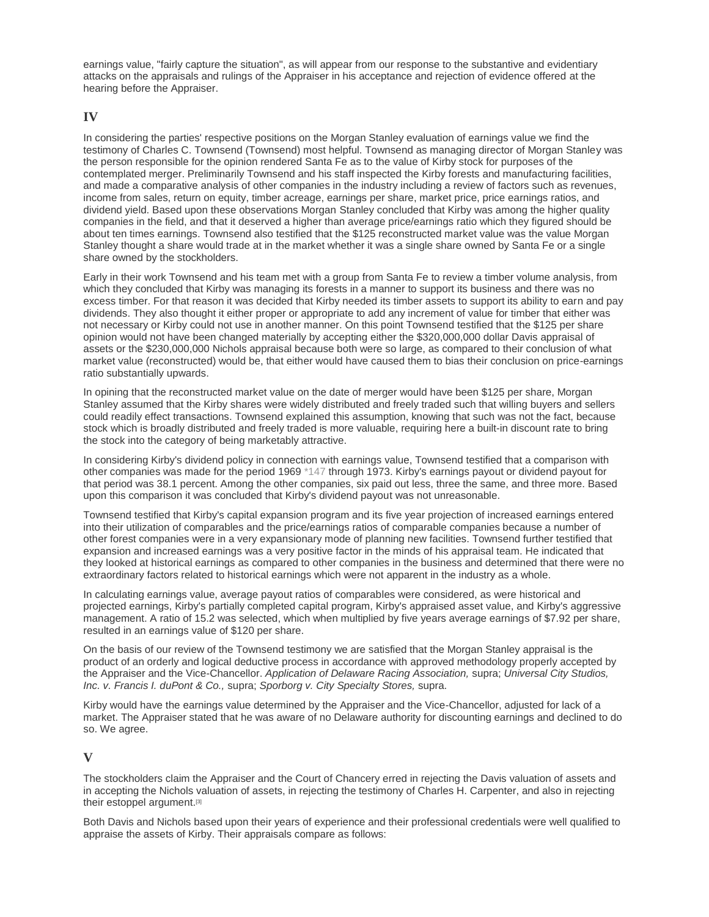earnings value, "fairly capture the situation", as will appear from our response to the substantive and evidentiary attacks on the appraisals and rulings of the Appraiser in his acceptance and rejection of evidence offered at the hearing before the Appraiser.

## IV

In considering the parties' respective positions on the Morgan Stanley evaluation of earnings value we find the testimony of Charles C. Townsend (Townsend) most helpful. Townsend as managing director of Morgan Stanley was the person responsible for the opinion rendered Santa Fe as to the value of Kirby stock for purposes of the contemplated merger. Preliminarily Townsend and his staff inspected the Kirby forests and manufacturing facilities, and made a comparative analysis of other companies in the industry including a review of factors such as revenues, income from sales, return on equity, timber acreage, earnings per share, market price, price earnings ratios, and dividend yield. Based upon these observations Morgan Stanley concluded that Kirby was among the higher quality companies in the field, and that it deserved a higher than average price/earnings ratio which they figured should be about ten times earnings. Townsend also testified that the $125 reconstructed market value was the value Morgan Stanley thought a share would trade at in the market whether it was a single share owned by Santa Fe or a single share owned by the stockholders.

Early in their work Townsend and his team met with a group from Santa Fe to review a timber volume analysis, from which they concluded that Kirby was managing its forests in a manner to support its business and there was no excess timber. For that reason it was decided that Kirby needed its timber assets to support its ability to earn and pay dividends. They also thought it either proper or appropriate to add any increment of value for timber that either was not necessary or Kirby could not use in another manner. On this point Townsend testified that the $125 per share opinion would not have been changed materially by accepting either the $320,000,000 dollar Davis appraisal of assets or the $230,000,000 Nichols appraisal because both were so large, as compared to their conclusion of what market value (reconstructed) would be, that either would have caused them to bias their conclusion on price-earnings ratio substantially upwards.

In opining that the reconstructed market value on the date of merger would have been $125 per share, Morgan Stanley assumed that the Kirby shares were widely distributed and freely traded such that willing buyers and sellers could readily effect transactions. Townsend explained this assumption, knowing that such was not the fact, because stock which is broadly distributed and freely traded is more valuable, requiring here a built-in discount rate to bring the stock into the category of being marketably attractive.

In considering Kirby's dividend policy in connection with earnings value, Townsend testified that a comparison with other companies was made for the period 1969 *147 through 1973. Kirby's earnings payout or dividend payout for that period was 38.1 percent. Among the other companies, six paid out less, three the same, and three more. Based upon this comparison it was concluded that Kirby's dividend payout was not unreasonable.

Townsend testified that Kirby's capital expansion program and its five year projection of increased earnings entered into their utilization of comparables and the price/earnings ratios of comparable companies because a number of other forest companies were in a very expansionary mode of planning new facilities. Townsend further testified that expansion and increased earnings was a very positive factor in the minds of his appraisal team. He indicated that they looked at historical earnings as compared to other companies in the business and determined that there were no extraordinary factors related to historical earnings which were not apparent in the industry as a whole.

In calculating earnings value, average payout ratios of comparables were considered, as were historical and projected earnings, Kirby's partially completed capital program, Kirby's appraised asset value, and Kirby's aggressive management. A ratio of 15.2 was selected, which when multiplied by five years average earnings of $7.92 per share, resulted in an earnings value of $120 per share.

On the basis of our review of the Townsend testimony we are satisfied that the Morgan Stanley appraisal is the product of an orderly and logical deductive process in accordance with approved methodology properly accepted by the Appraiser and the Vice-Chancellor. *Application of Delaware Racing Association,* supra; *Universal City Studios, Inc. v. Francis I. duPont & Co.,* supra; *Sporborg v. City Specialty Stores,* supra.

Kirby would have the earnings value determined by the Appraiser and the Vice-Chancellor, adjusted for lack of a market. The Appraiser stated that he was aware of no Delaware authority for discounting earnings and declined to do so. We agree.

## V

The stockholders claim the Appraiser and the Court of Chancery erred in rejecting the Davis valuation of assets and in accepting the Nichols valuation of assets, in rejecting the testimony of Charles H. Carpenter, and also in rejecting their estoppel argument.[3]

Both Davis and Nichols based upon their years of experience and their professional credentials were well qualified to appraise the assets of Kirby. Their appraisals compare as follows: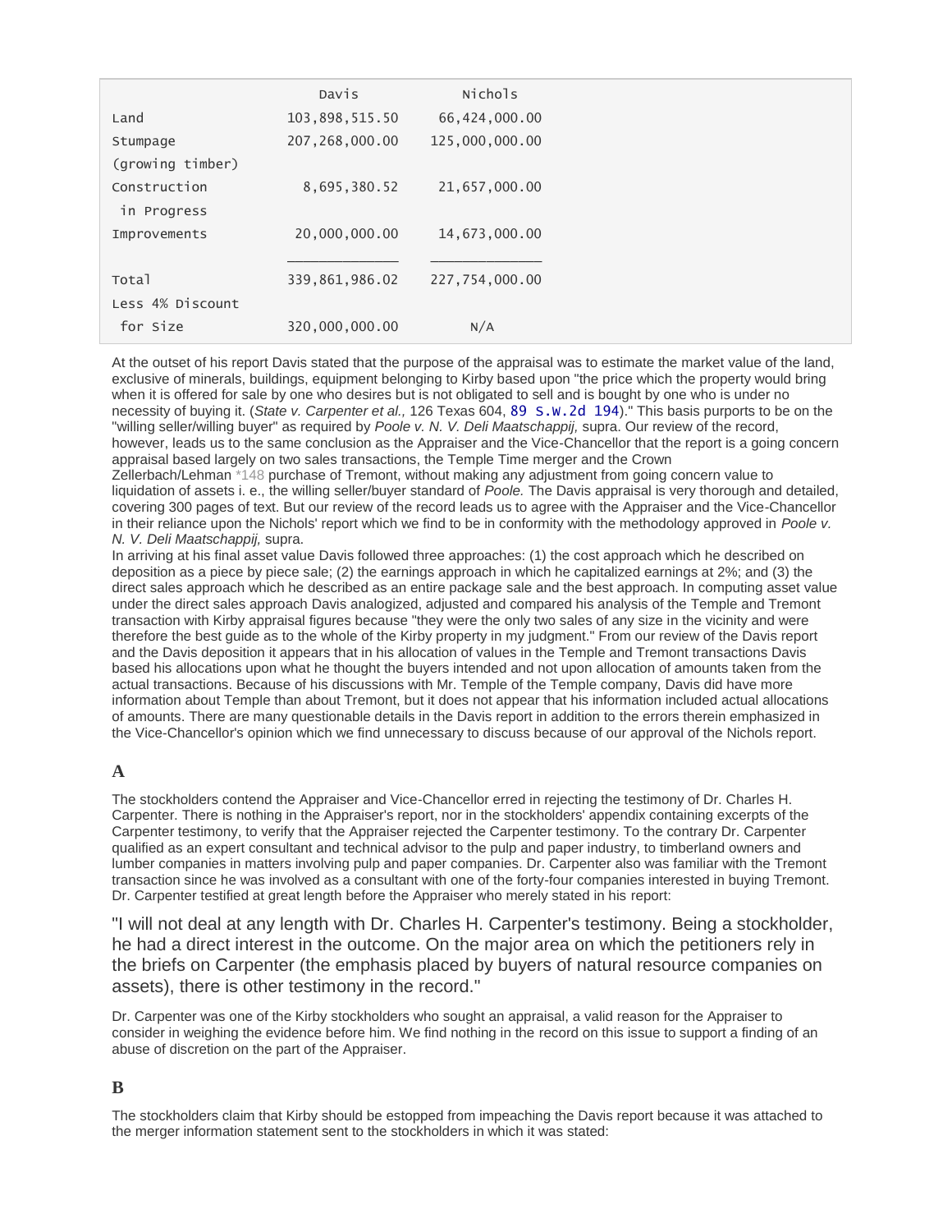| | Davis | Nichols |
|---|---|---|
| Land | 103,898,515.50 | 66,424,000.00 |
| Stumpage (growing timber) | 207,268,000.00 | 125,000,000.00 |
| Construction in Progress | 8,695,380.52 | 21,657,000.00 |
| Improvements | 20,000,000.00 | 14,673,000.00 |
| Total | 339,861,986.02 | 227,754,000.00 |
| Less 4% Discount for Size | 320,000,000.00 | N/A |

At the outset of his report Davis stated that the purpose of the appraisal was to estimate the market value of the land, exclusive of minerals, buildings, equipment belonging to Kirby based upon "the price which the property would bring when it is offered for sale by one who desires but is not obligated to sell and is bought by one who is under no necessity of buying it. (*State v. Carpenter et al.,* 126 Texas 604, 89 S.W.2d 194)." This basis purports to be on the "willing seller/willing buyer" as required by *Poole v. N. V. Deli Maatschappij,* supra. Our review of the record, however, leads us to the same conclusion as the Appraiser and the Vice-Chancellor that the report is a going concern appraisal based largely on two sales transactions, the Temple Time merger and the Crown Zellerbach/Lehman *148 purchase of Tremont, without making any adjustment from going concern value to liquidation of assets i. e., the willing seller/buyer standard of *Poole.* The Davis appraisal is very thorough and detailed, covering 300 pages of text. But our review of the record leads us to agree with the Appraiser and the Vice-Chancellor in their reliance upon the Nichols' report which we find to be in conformity with the methodology approved in *Poole v. N. V. Deli Maatschappij,* supra.

In arriving at his final asset value Davis followed three approaches: (1) the cost approach which he described on deposition as a piece by piece sale; (2) the earnings approach in which he capitalized earnings at 2%; and (3) the direct sales approach which he described as an entire package sale and the best approach. In computing asset value under the direct sales approach Davis analogized, adjusted and compared his analysis of the Temple and Tremont transaction with Kirby appraisal figures because "they were the only two sales of any size in the vicinity and were therefore the best guide as to the whole of the Kirby property in my judgment." From our review of the Davis report and the Davis deposition it appears that in his allocation of values in the Temple and Tremont transactions Davis based his allocations upon what he thought the buyers intended and not upon allocation of amounts taken from the actual transactions. Because of his discussions with Mr. Temple of the Temple company, Davis did have more information about Temple than about Tremont, but it does not appear that his information included actual allocations of amounts. There are many questionable details in the Davis report in addition to the errors therein emphasized in the Vice-Chancellor's opinion which we find unnecessary to discuss because of our approval of the Nichols report.

## A

The stockholders contend the Appraiser and Vice-Chancellor erred in rejecting the testimony of Dr. Charles H. Carpenter. There is nothing in the Appraiser's report, nor in the stockholders' appendix containing excerpts of the Carpenter testimony, to verify that the Appraiser rejected the Carpenter testimony. To the contrary Dr. Carpenter qualified as an expert consultant and technical advisor to the pulp and paper industry, to timberland owners and lumber companies in matters involving pulp and paper companies. Dr. Carpenter also was familiar with the Tremont transaction since he was involved as a consultant with one of the forty-four companies interested in buying Tremont. Dr. Carpenter testified at great length before the Appraiser who merely stated in his report:

> "I will not deal at any length with Dr. Charles H. Carpenter's testimony. Being a stockholder, he had a direct interest in the outcome. On the major area on which the petitioners rely in the briefs on Carpenter (the emphasis placed by buyers of natural resource companies on assets), there is other testimony in the record."

Dr. Carpenter was one of the Kirby stockholders who sought an appraisal, a valid reason for the Appraiser to consider in weighing the evidence before him. We find nothing in the record on this issue to support a finding of an abuse of discretion on the part of the Appraiser.

## B

The stockholders claim that Kirby should be estopped from impeaching the Davis report because it was attached to the merger information statement sent to the stockholders in which it was stated: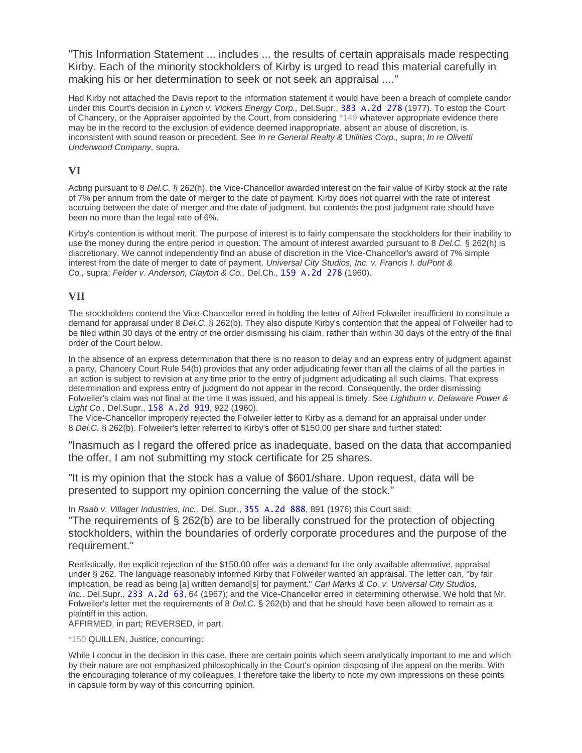> "This Information Statement ... includes ... the results of certain appraisals made respecting Kirby. Each of the minority stockholders of Kirby is urged to read this material carefully in making his or her determination to seek or not seek an appraisal ...."

Had Kirby not attached the Davis report to the information statement it would have been a breach of complete candor under this Court's decision in *Lynch v. Vickers Energy Corp.,* Del.Supr., 383 A.2d 278 (1977). To estop the Court of Chancery, or the Appraiser appointed by the Court, from considering *149 whatever appropriate evidence there may be in the record to the exclusion of evidence deemed inappropriate, absent an abuse of discretion, is inconsistent with sound reason or precedent. See *In re General Realty & Utilities Corp.,* supra; *In re Olivetti Underwood Company,* supra.

## VI

Acting pursuant to 8 *Del.C.* § 262(h), the Vice-Chancellor awarded interest on the fair value of Kirby stock at the rate of 7% per annum from the date of merger to the date of payment. Kirby does not quarrel with the rate of interest accruing between the date of merger and the date of judgment, but contends the post judgment rate should have been no more than the legal rate of 6%.

Kirby's contention is without merit. The purpose of interest is to fairly compensate the stockholders for their inability to use the money during the entire period in question. The amount of interest awarded pursuant to 8 *Del.C.* § 262(h) is discretionary. We cannot independently find an abuse of discretion in the Vice-Chancellor's award of 7% simple interest from the date of merger to date of payment. *Universal City Studios, Inc. v. Francis I. duPont & Co.,* supra; *Felder v. Anderson, Clayton & Co.,* Del.Ch., 159 A.2d 278 (1960).

## VII

The stockholders contend the Vice-Chancellor erred in holding the letter of Alfred Folweiler insufficient to constitute a demand for appraisal under 8 *Del.C.* § 262(b). They also dispute Kirby's contention that the appeal of Folweiler had to be filed within 30 days of the entry of the order dismissing his claim, rather than within 30 days of the entry of the final order of the Court below.

In the absence of an express determination that there is no reason to delay and an express entry of judgment against a party, Chancery Court Rule 54(b) provides that any order adjudicating fewer than all the claims of all the parties in an action is subject to revision at any time prior to the entry of judgment adjudicating all such claims. That express determination and express entry of judgment do not appear in the record. Consequently, the order dismissing Folweiler's claim was not final at the time it was issued, and his appeal is timely. See *Lightburn v. Delaware Power & Light Co.,* Del.Supr., 158 A.2d 919, 922 (1960).

The Vice-Chancellor improperly rejected the Folweiler letter to Kirby as a demand for an appraisal under under 8 *Del.C.* § 262(b). Folweiler's letter referred to Kirby's offer of $150.00 per share and further stated:

> "Inasmuch as I regard the offered price as inadequate, based on the data that accompanied the offer, I am not submitting my stock certificate for 25 shares.
>
> "It is my opinion that the stock has a value of $601/share. Upon request, data will be presented to support my opinion concerning the value of the stock."

In *Raab v. Villager Industries, Inc.,* Del. Supr., 355 A.2d 888, 891 (1976) this Court said:

> "The requirements of § 262(b) are to be liberally construed for the protection of objecting stockholders, within the boundaries of orderly corporate procedures and the purpose of the requirement."

Realistically, the explicit rejection of the $150.00 offer was a demand for the only available alternative, appraisal under § 262. The language reasonably informed Kirby that Folweiler wanted an appraisal. The letter can, "by fair implication, be read as being [a] written demand[s] for payment." *Carl Marks & Co. v. Universal City Studios, Inc.,* Del.Supr., 233 A.2d 63, 64 (1967); and the Vice-Chancellor erred in determining otherwise. We hold that Mr. Folweiler's letter met the requirements of 8 *Del.C.* § 262(b) and that he should have been allowed to remain as a plaintiff in this action.

AFFIRMED, in part; REVERSED, in part.

*150 QUILLEN, Justice, concurring:

While I concur in the decision in this case, there are certain points which seem analytically important to me and which by their nature are not emphasized philosophically in the Court's opinion disposing of the appeal on the merits. With the encouraging tolerance of my colleagues, I therefore take the liberty to note my own impressions on these points in capsule form by way of this concurring opinion.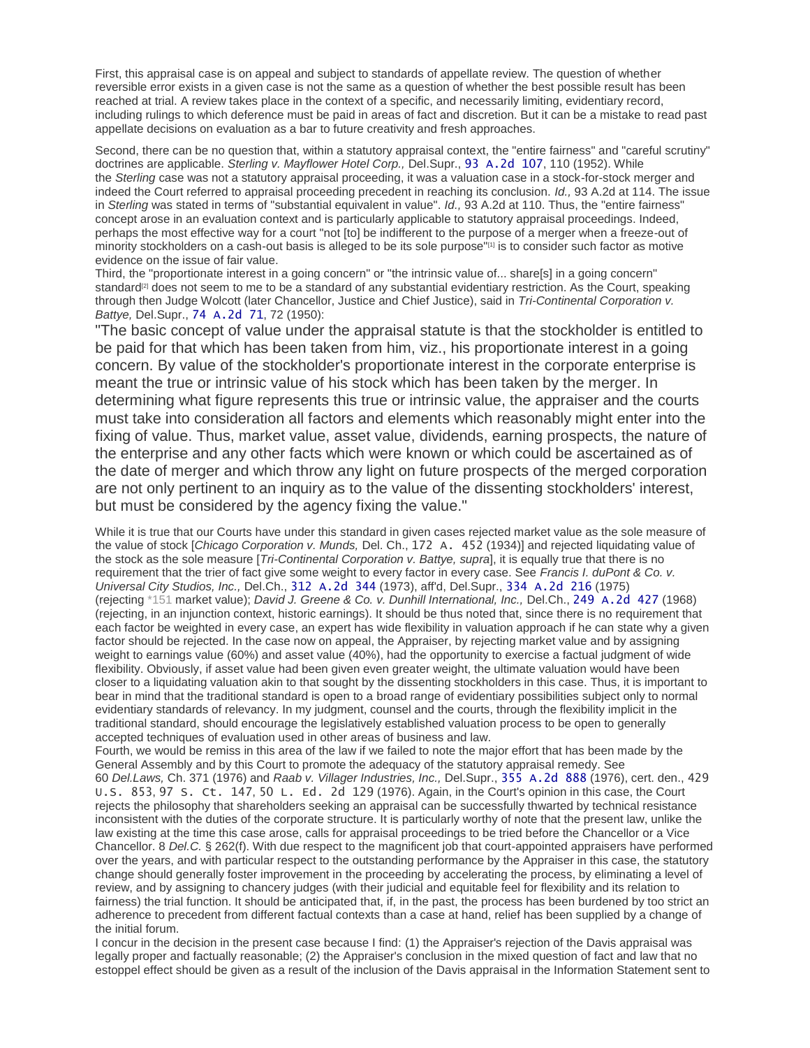First, this appraisal case is on appeal and subject to standards of appellate review. The question of whether reversible error exists in a given case is not the same as a question of whether the best possible result has been reached at trial. A review takes place in the context of a specific, and necessarily limiting, evidentiary record, including rulings to which deference must be paid in areas of fact and discretion. But it can be a mistake to read past appellate decisions on evaluation as a bar to future creativity and fresh approaches.

Second, there can be no question that, within a statutory appraisal context, the "entire fairness" and "careful scrutiny" doctrines are applicable. *Sterling v. Mayflower Hotel Corp.,* Del.Supr., 93 A.2d 107, 110 (1952). While the *Sterling* case was not a statutory appraisal proceeding, it was a valuation case in a stock-for-stock merger and indeed the Court referred to appraisal proceeding precedent in reaching its conclusion. *Id.,* 93 A.2d at 114. The issue in *Sterling* was stated in terms of "substantial equivalent in value". *Id.,* 93 A.2d at 110. Thus, the "entire fairness" concept arose in an evaluation context and is particularly applicable to statutory appraisal proceedings. Indeed, perhaps the most effective way for a court "not [to] be indifferent to the purpose of a merger when a freeze-out of minority stockholders on a cash-out basis is alleged to be its sole purpose"[1] is to consider such factor as motive evidence on the issue of fair value.

Third, the "proportionate interest in a going concern" or "the intrinsic value of... share[s] in a going concern" standard[2] does not seem to me to be a standard of any substantial evidentiary restriction. As the Court, speaking through then Judge Wolcott (later Chancellor, Justice and Chief Justice), said in *Tri-Continental Corporation v. Battye,* Del.Supr., 74 A.2d 71, 72 (1950):

> "The basic concept of value under the appraisal statute is that the stockholder is entitled to be paid for that which has been taken from him, viz., his proportionate interest in a going concern. By value of the stockholder's proportionate interest in the corporate enterprise is meant the true or intrinsic value of his stock which has been taken by the merger. In determining what figure represents this true or intrinsic value, the appraiser and the courts must take into consideration all factors and elements which reasonably might enter into the fixing of value. Thus, market value, asset value, dividends, earning prospects, the nature of the enterprise and any other facts which were known or which could be ascertained as of the date of merger and which throw any light on future prospects of the merged corporation are not only pertinent to an inquiry as to the value of the dissenting stockholders' interest, but must be considered by the agency fixing the value."

While it is true that our Courts have under this standard in given cases rejected market value as the sole measure of the value of stock [*Chicago Corporation v. Munds,* Del. Ch., 172 A. 452 (1934)] and rejected liquidating value of the stock as the sole measure [*Tri-Continental Corporation v. Battye, supra*], it is equally true that there is no requirement that the trier of fact give some weight to every factor in every case. See *Francis I. duPont & Co. v. Universal City Studios, Inc.,* Del.Ch., 312 A.2d 344 (1973), aff'd, Del.Supr., 334 A.2d 216 (1975) (rejecting *151 market value); *David J. Greene & Co. v. Dunhill International, Inc.,* Del.Ch., 249 A.2d 427 (1968) (rejecting, in an injunction context, historic earnings). It should be thus noted that, since there is no requirement that each factor be weighted in every case, an expert has wide flexibility in valuation approach if he can state why a given factor should be rejected. In the case now on appeal, the Appraiser, by rejecting market value and by assigning weight to earnings value (60%) and asset value (40%), had the opportunity to exercise a factual judgment of wide flexibility. Obviously, if asset value had been given even greater weight, the ultimate valuation would have been closer to a liquidating valuation akin to that sought by the dissenting stockholders in this case. Thus, it is important to bear in mind that the traditional standard is open to a broad range of evidentiary possibilities subject only to normal evidentiary standards of relevancy. In my judgment, counsel and the courts, through the flexibility implicit in the traditional standard, should encourage the legislatively established valuation process to be open to generally accepted techniques of evaluation used in other areas of business and law.

Fourth, we would be remiss in this area of the law if we failed to note the major effort that has been made by the General Assembly and by this Court to promote the adequacy of the statutory appraisal remedy. See 60 *Del.Laws,* Ch. 371 (1976) and *Raab v. Villager Industries, Inc.,* Del.Supr., 355 A.2d 888 (1976), cert. den., 429 U.S. 853, 97 S. Ct. 147, 50 L. Ed. 2d 129 (1976). Again, in the Court's opinion in this case, the Court rejects the philosophy that shareholders seeking an appraisal can be successfully thwarted by technical resistance inconsistent with the duties of the corporate structure. It is particularly worthy of note that the present law, unlike the law existing at the time this case arose, calls for appraisal proceedings to be tried before the Chancellor or a Vice Chancellor. 8 *Del.C.* § 262(f). With due respect to the magnificent job that court-appointed appraisers have performed over the years, and with particular respect to the outstanding performance by the Appraiser in this case, the statutory change should generally foster improvement in the proceeding by accelerating the process, by eliminating a level of review, and by assigning to chancery judges (with their judicial and equitable feel for flexibility and its relation to fairness) the trial function. It should be anticipated that, if, in the past, the process has been burdened by too strict an adherence to precedent from different factual contexts than a case at hand, relief has been supplied by a change of the initial forum.

I concur in the decision in the present case because I find: (1) the Appraiser's rejection of the Davis appraisal was legally proper and factually reasonable; (2) the Appraiser's conclusion in the mixed question of fact and law that no estoppel effect should be given as a result of the inclusion of the Davis appraisal in the Information Statement sent to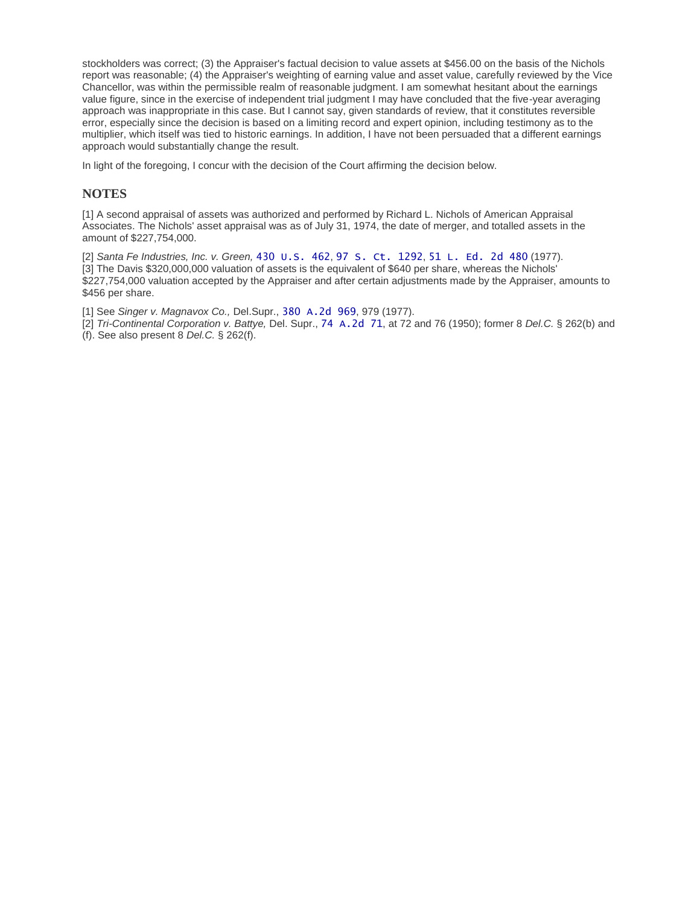stockholders was correct; (3) the Appraiser's factual decision to value assets at $456.00 on the basis of the Nichols report was reasonable; (4) the Appraiser's weighting of earning value and asset value, carefully reviewed by the Vice Chancellor, was within the permissible realm of reasonable judgment. I am somewhat hesitant about the earnings value figure, since in the exercise of independent trial judgment I may have concluded that the five-year averaging approach was inappropriate in this case. But I cannot say, given standards of review, that it constitutes reversible error, especially since the decision is based on a limiting record and expert opinion, including testimony as to the multiplier, which itself was tied to historic earnings. In addition, I have not been persuaded that a different earnings approach would substantially change the result.

In light of the foregoing, I concur with the decision of the Court affirming the decision below.

## NOTES

[1] A second appraisal of assets was authorized and performed by Richard L. Nichols of American Appraisal Associates. The Nichols' asset appraisal was as of July 31, 1974, the date of merger, and totalled assets in the amount of $227,754,000.

[2] *Santa Fe Industries, Inc. v. Green,* 430 U.S. 462, 97 S. Ct. 1292, 51 L. Ed. 2d 480 (1977).
[3] The Davis $320,000,000 valuation of assets is the equivalent of $640 per share, whereas the Nichols' $227,754,000 valuation accepted by the Appraiser and after certain adjustments made by the Appraiser, amounts to $456 per share.

[1] See *Singer v. Magnavox Co.,* Del.Supr., 380 A.2d 969, 979 (1977).
[2] *Tri-Continental Corporation v. Battye,* Del. Supr., 74 A.2d 71, at 72 and 76 (1950); former 8 *Del.C.* § 262(b) and (f). See also present 8 *Del.C.* § 262(f).